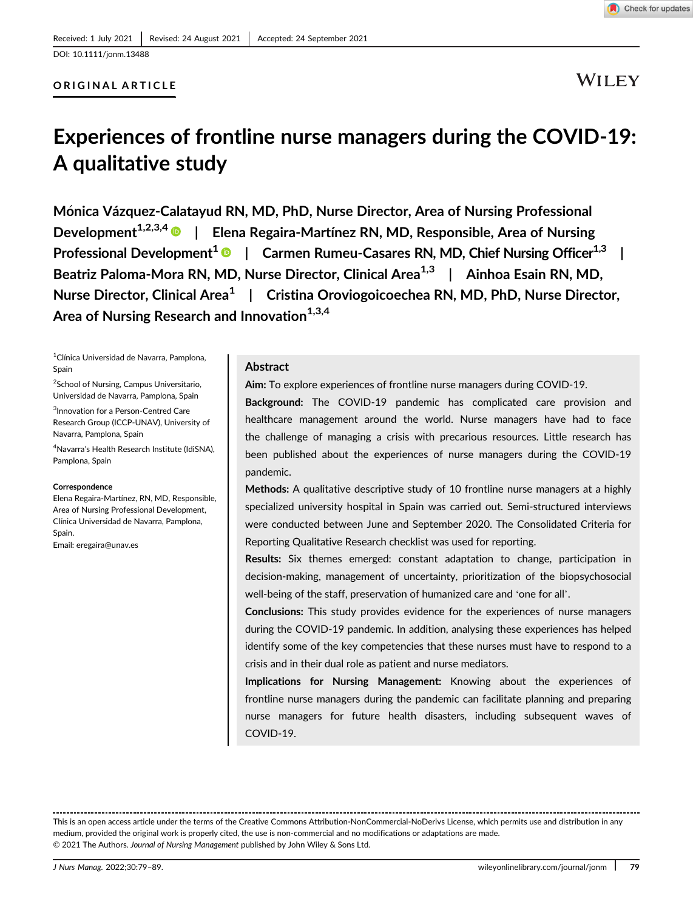Received: 1 July 2021 | Revised: 24 August 2021 | Accepted: 24 September 2021

DOI: 10.1111/jonm.13488

**ORIGINAL ARTICLE**

# Experiences of frontline nurse managers during the COVID-19: A qualitative study

**Mónica Vázquez-Calatayud RN, MD, PhD, Nurse Director, Area of Nursing Professional Development[1,2,3,4] | Elena Regaira-Martínez RN, MD, Responsible, Area of Nursing Professional Development[1] | Carmen Rumeu-Casares RN, MD, Chief Nursing Officer[1,3] | Beatriz Paloma-Mora RN, MD, Nurse Director, Clinical Area[1,3] | Ainhoa Esain RN, MD, Nurse Director, Clinical Area[1] | Cristina Oroviogoicoechea RN, MD, PhD, Nurse Director, Area of Nursing Research and Innovation[1,3,4]**

[1]Clínica Universidad de Navarra, Pamplona, Spain

[2]School of Nursing, Campus Universitario, Universidad de Navarra, Pamplona, Spain

[3]Innovation for a Person-Centred Care Research Group (ICCP-UNAV), University of Navarra, Pamplona, Spain

[4]Navarra's Health Research Institute (IdiSNA), Pamplona, Spain

**Correspondence**

Elena Regaira-Martínez, RN, MD, Responsible, Area of Nursing Professional Development, Clínica Universidad de Navarra, Pamplona, Spain.

Email: eregaira@unav.es

## Abstract

**Aim:** To explore experiences of frontline nurse managers during COVID-19.

**Background:** The COVID-19 pandemic has complicated care provision and healthcare management around the world. Nurse managers have had to face the challenge of managing a crisis with precarious resources. Little research has been published about the experiences of nurse managers during the COVID-19 pandemic.

**Methods:** A qualitative descriptive study of 10 frontline nurse managers at a highly specialized university hospital in Spain was carried out. Semi-structured interviews were conducted between June and September 2020. The Consolidated Criteria for Reporting Qualitative Research checklist was used for reporting.

**Results:** Six themes emerged: constant adaptation to change, participation in decision-making, management of uncertainty, prioritization of the biopsychosocial well-being of the staff, preservation of humanized care and 'one for all'.

**Conclusions:** This study provides evidence for the experiences of nurse managers during the COVID-19 pandemic. In addition, analysing these experiences has helped identify some of the key competencies that these nurses must have to respond to a crisis and in their dual role as patient and nurse mediators.

**Implications for Nursing Management:** Knowing about the experiences of frontline nurse managers during the pandemic can facilitate planning and preparing nurse managers for future health disasters, including subsequent waves of COVID-19.

This is an open access article under the terms of the Creative Commons Attribution-NonCommercial-NoDerivs License, which permits use and distribution in any medium, provided the original work is properly cited, the use is non-commercial and no modifications or adaptations are made.

© 2021 The Authors. *Journal of Nursing Management* published by John Wiley & Sons Ltd.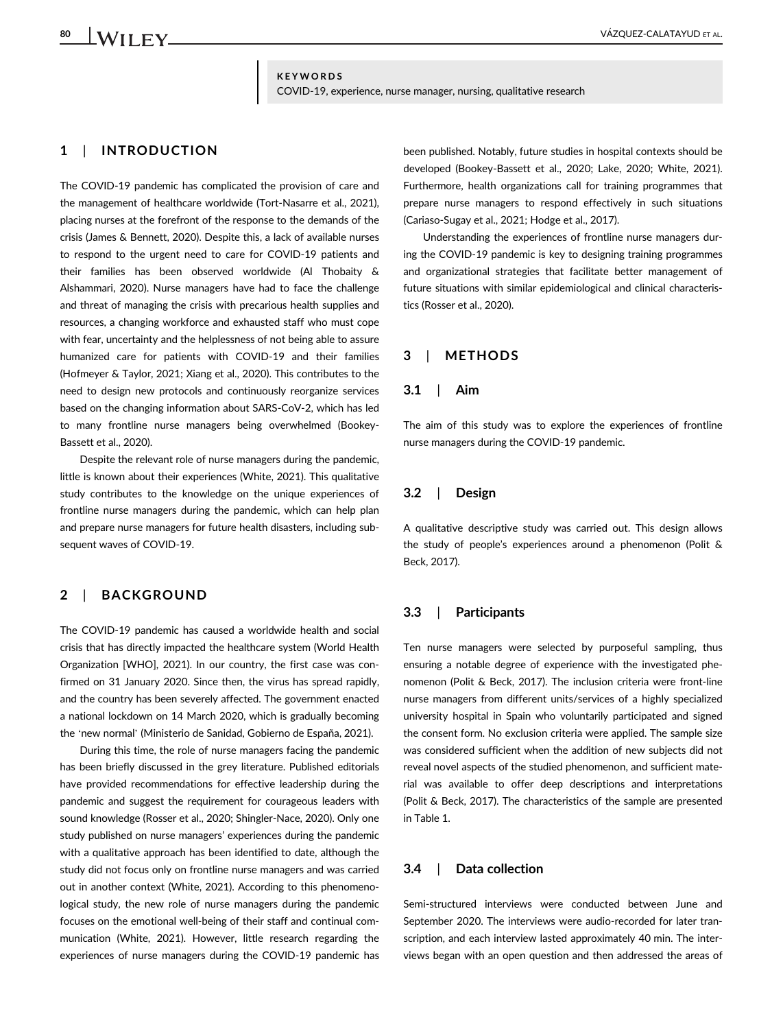**KEYWORDS**

COVID-19, experience, nurse manager, nursing, qualitative research

## 1 | INTRODUCTION

The COVID-19 pandemic has complicated the provision of care and the management of healthcare worldwide (Tort-Nasarre et al., 2021), placing nurses at the forefront of the response to the demands of the crisis (James & Bennett, 2020). Despite this, a lack of available nurses to respond to the urgent need to care for COVID-19 patients and their families has been observed worldwide (Al Thobaity & Alshammari, 2020). Nurse managers have had to face the challenge and threat of managing the crisis with precarious health supplies and resources, a changing workforce and exhausted staff who must cope with fear, uncertainty and the helplessness of not being able to assure humanized care for patients with COVID-19 and their families (Hofmeyer & Taylor, 2021; Xiang et al., 2020). This contributes to the need to design new protocols and continuously reorganize services based on the changing information about SARS-CoV-2, which has led to many frontline nurse managers being overwhelmed (Bookey-Bassett et al., 2020).

Despite the relevant role of nurse managers during the pandemic, little is known about their experiences (White, 2021). This qualitative study contributes to the knowledge on the unique experiences of frontline nurse managers during the pandemic, which can help plan and prepare nurse managers for future health disasters, including subsequent waves of COVID-19.

## 2 | BACKGROUND

The COVID-19 pandemic has caused a worldwide health and social crisis that has directly impacted the healthcare system (World Health Organization [WHO], 2021). In our country, the first case was confirmed on 31 January 2020. Since then, the virus has spread rapidly, and the country has been severely affected. The government enacted a national lockdown on 14 March 2020, which is gradually becoming the 'new normal' (Ministerio de Sanidad, Gobierno de España, 2021).

During this time, the role of nurse managers facing the pandemic has been briefly discussed in the grey literature. Published editorials have provided recommendations for effective leadership during the pandemic and suggest the requirement for courageous leaders with sound knowledge (Rosser et al., 2020; Shingler-Nace, 2020). Only one study published on nurse managers' experiences during the pandemic with a qualitative approach has been identified to date, although the study did not focus only on frontline nurse managers and was carried out in another context (White, 2021). According to this phenomenological study, the new role of nurse managers during the pandemic focuses on the emotional well-being of their staff and continual communication (White, 2021). However, little research regarding the experiences of nurse managers during the COVID-19 pandemic has been published. Notably, future studies in hospital contexts should be developed (Bookey-Bassett et al., 2020; Lake, 2020; White, 2021). Furthermore, health organizations call for training programmes that prepare nurse managers to respond effectively in such situations (Cariaso-Sugay et al., 2021; Hodge et al., 2017).

Understanding the experiences of frontline nurse managers during the COVID-19 pandemic is key to designing training programmes and organizational strategies that facilitate better management of future situations with similar epidemiological and clinical characteristics (Rosser et al., 2020).

## 3 | METHODS

### 3.1 | Aim

The aim of this study was to explore the experiences of frontline nurse managers during the COVID-19 pandemic.

### 3.2 | Design

A qualitative descriptive study was carried out. This design allows the study of people's experiences around a phenomenon (Polit & Beck, 2017).

### 3.3 | Participants

Ten nurse managers were selected by purposeful sampling, thus ensuring a notable degree of experience with the investigated phenomenon (Polit & Beck, 2017). The inclusion criteria were front-line nurse managers from different units/services of a highly specialized university hospital in Spain who voluntarily participated and signed the consent form. No exclusion criteria were applied. The sample size was considered sufficient when the addition of new subjects did not reveal novel aspects of the studied phenomenon, and sufficient material was available to offer deep descriptions and interpretations (Polit & Beck, 2017). The characteristics of the sample are presented in Table 1.

### 3.4 | Data collection

Semi-structured interviews were conducted between June and September 2020. The interviews were audio-recorded for later transcription, and each interview lasted approximately 40 min. The interviews began with an open question and then addressed the areas of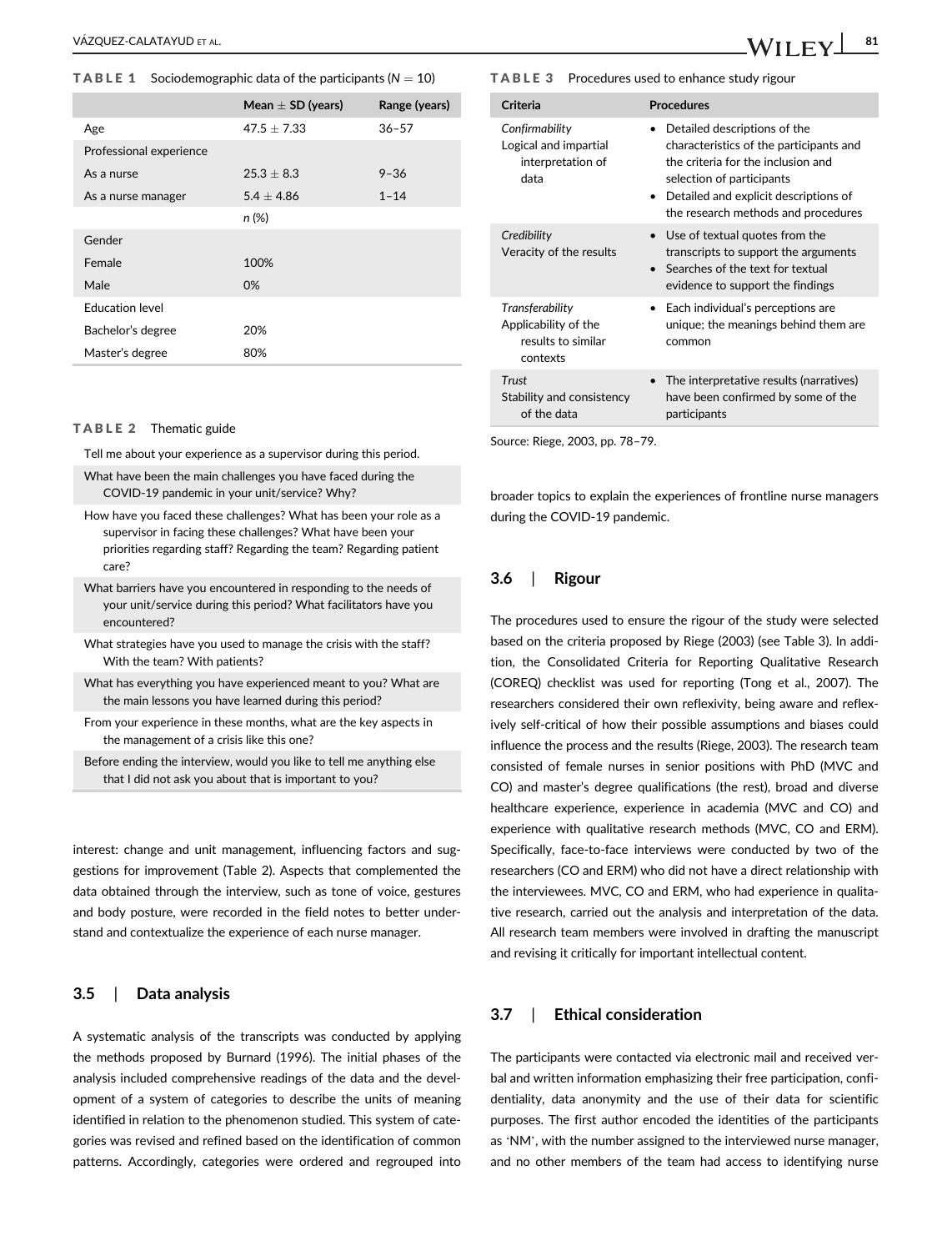**TABLE 1** Sociodemographic data of the participants ($N = 10$)

| | Mean ± SD (years) | Range (years) |
|---|---|---|
| Age | 47.5 ± 7.33 | 36–57 |
| Professional experience | | |
| As a nurse | 25.3 ± 8.3 | 9–36 |
| As a nurse manager | 5.4 ± 4.86 | 1–14 |
| | *n* (%) | |
| Gender | | |
| Female | 100% | |
| Male | 0% | |
| Education level | | |
| Bachelor's degree | 20% | |
| Master's degree | 80% | |

**TABLE 2** Thematic guide

| |
|---|
| Tell me about your experience as a supervisor during this period. |
| What have been the main challenges you have faced during the COVID-19 pandemic in your unit/service? Why? |
| How have you faced these challenges? What has been your role as a supervisor in facing these challenges? What have been your priorities regarding staff? Regarding the team? Regarding patient care? |
| What barriers have you encountered in responding to the needs of your unit/service during this period? What facilitators have you encountered? |
| What strategies have you used to manage the crisis with the staff? With the team? With patients? |
| What has everything you have experienced meant to you? What are the main lessons you have learned during this period? |
| From your experience in these months, what are the key aspects in the management of a crisis like this one? |
| Before ending the interview, would you like to tell me anything else that I did not ask you about that is important to you? |

interest: change and unit management, influencing factors and suggestions for improvement (Table 2). Aspects that complemented the data obtained through the interview, such as tone of voice, gestures and body posture, were recorded in the field notes to better understand and contextualize the experience of each nurse manager.

### 3.5 | Data analysis

A systematic analysis of the transcripts was conducted by applying the methods proposed by Burnard (1996). The initial phases of the analysis included comprehensive readings of the data and the development of a system of categories to describe the units of meaning identified in relation to the phenomenon studied. This system of categories was revised and refined based on the identification of common patterns. Accordingly, categories were ordered and regrouped into broader topics to explain the experiences of frontline nurse managers during the COVID-19 pandemic.

**TABLE 3** Procedures used to enhance study rigour

| Criteria | Procedures |
|---|---|
| *Confirmability* Logical and impartial interpretation of data | • Detailed descriptions of the characteristics of the participants and the criteria for the inclusion and selection of participants • Detailed and explicit descriptions of the research methods and procedures |
| *Credibility* Veracity of the results | • Use of textual quotes from the transcripts to support the arguments • Searches of the text for textual evidence to support the findings |
| *Transferability* Applicability of the results to similar contexts | • Each individual's perceptions are unique; the meanings behind them are common |
| *Trust* Stability and consistency of the data | • The interpretative results (narratives) have been confirmed by some of the participants |

Source: Riege, 2003, pp. 78–79.

### 3.6 | Rigour

The procedures used to ensure the rigour of the study were selected based on the criteria proposed by Riege (2003) (see Table 3). In addition, the Consolidated Criteria for Reporting Qualitative Research (COREQ) checklist was used for reporting (Tong et al., 2007). The researchers considered their own reflexivity, being aware and reflexively self-critical of how their possible assumptions and biases could influence the process and the results (Riege, 2003). The research team consisted of female nurses in senior positions with PhD (MVC and CO) and master's degree qualifications (the rest), broad and diverse healthcare experience, experience in academia (MVC and CO) and experience with qualitative research methods (MVC, CO and ERM). Specifically, face-to-face interviews were conducted by two of the researchers (CO and ERM) who did not have a direct relationship with the interviewees. MVC, CO and ERM, who had experience in qualitative research, carried out the analysis and interpretation of the data. All research team members were involved in drafting the manuscript and revising it critically for important intellectual content.

### 3.7 | Ethical consideration

The participants were contacted via electronic mail and received verbal and written information emphasizing their free participation, confidentiality, data anonymity and the use of their data for scientific purposes. The first author encoded the identities of the participants as 'NM', with the number assigned to the interviewed nurse manager, and no other members of the team had access to identifying nurse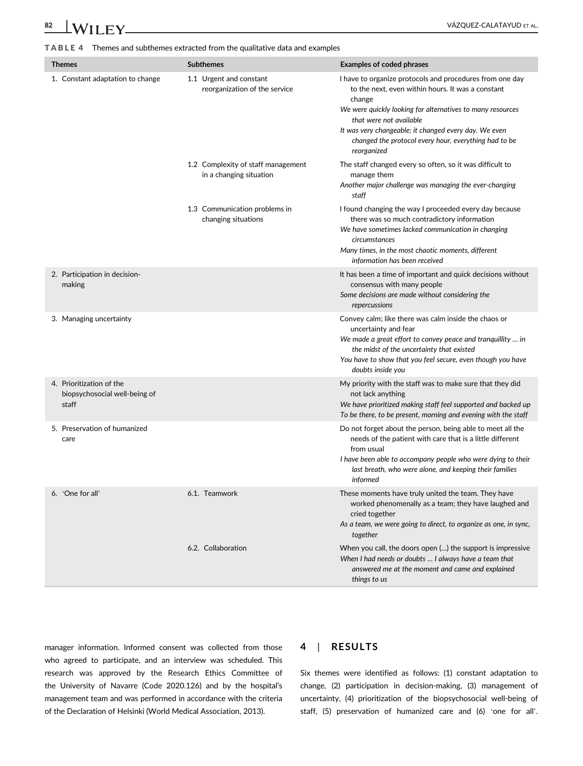**TABLE 4** Themes and subthemes extracted from the qualitative data and examples

| Themes | Subthemes | Examples of coded phrases |
|---|---|---|
| 1. Constant adaptation to change | 1.1 Urgent and constant reorganization of the service | I have to organize protocols and procedures from one day to the next, even within hours. It was a constant change<br>*We were quickly looking for alternatives to many resources that were not available*<br>*It was very changeable; it changed every day. We even changed the protocol every hour, everything had to be reorganized* |
| | 1.2 Complexity of staff management in a changing situation | The staff changed every so often, so it was difficult to manage them<br>*Another major challenge was managing the ever-changing staff* |
| | 1.3 Communication problems in changing situations | I found changing the way I proceeded every day because there was so much contradictory information<br>*We have sometimes lacked communication in changing circumstances*<br>*Many times, in the most chaotic moments, different information has been received* |
| 2. Participation in decision-making | | It has been a time of important and quick decisions without consensus with many people<br>*Some decisions are made without considering the repercussions* |
| 3. Managing uncertainty | | Convey calm; like there was calm inside the chaos or uncertainty and fear<br>*We made a great effort to convey peace and tranquillity … in the midst of the uncertainty that existed*<br>*You have to show that you feel secure, even though you have doubts inside you* |
| 4. Prioritization of the biopsychosocial well-being of staff | | My priority with the staff was to make sure that they did not lack anything<br>*We have prioritized making staff feel supported and backed up*<br>*To be there, to be present, morning and evening with the staff* |
| 5. Preservation of humanized care | | Do not forget about the person, being able to meet all the needs of the patient with care that is a little different from usual<br>*I have been able to accompany people who were dying to their last breath, who were alone, and keeping their families informed* |
| 6. 'One for all' | 6.1. Teamwork | These moments have truly united the team. They have worked phenomenally as a team; they have laughed and cried together<br>*As a team, we were going to direct, to organize as one, in sync, together* |
| | 6.2. Collaboration | When you call, the doors open (…) the support is impressive<br>*When I had needs or doubts … I always have a team that answered me at the moment and came and explained things to us* |

manager information. Informed consent was collected from those who agreed to participate, and an interview was scheduled. This research was approved by the Research Ethics Committee of the University of Navarre (Code 2020.126) and by the hospital's management team and was performed in accordance with the criteria of the Declaration of Helsinki (World Medical Association, 2013).

## 4 | RESULTS

Six themes were identified as follows: (1) constant adaptation to change, (2) participation in decision-making, (3) management of uncertainty, (4) prioritization of the biopsychosocial well-being of staff, (5) preservation of humanized care and (6) 'one for all'.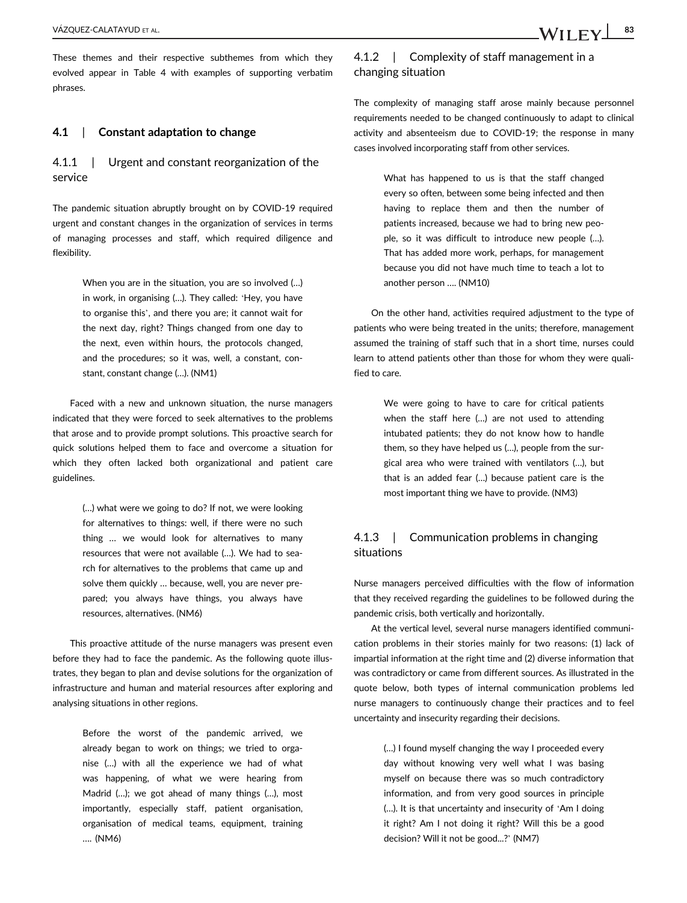These themes and their respective subthemes from which they evolved appear in Table 4 with examples of supporting verbatim phrases.

## 4.1 | Constant adaptation to change

### 4.1.1 | Urgent and constant reorganization of the service

The pandemic situation abruptly brought on by COVID-19 required urgent and constant changes in the organization of services in terms of managing processes and staff, which required diligence and flexibility.

> When you are in the situation, you are so involved (…) in work, in organising (…). They called: ‘Hey, you have to organise this’, and there you are; it cannot wait for the next day, right? Things changed from one day to the next, even within hours, the protocols changed, and the procedures; so it was, well, a constant, constant, constant change (…). (NM1)

Faced with a new and unknown situation, the nurse managers indicated that they were forced to seek alternatives to the problems that arose and to provide prompt solutions. This proactive search for quick solutions helped them to face and overcome a situation for which they often lacked both organizational and patient care guidelines.

> (…) what were we going to do? If not, we were looking for alternatives to things: well, if there were no such thing … we would look for alternatives to many resources that were not available (…). We had to search for alternatives to the problems that came up and solve them quickly … because, well, you are never prepared; you always have things, you always have resources, alternatives. (NM6)

This proactive attitude of the nurse managers was present even before they had to face the pandemic. As the following quote illustrates, they began to plan and devise solutions for the organization of infrastructure and human and material resources after exploring and analysing situations in other regions.

> Before the worst of the pandemic arrived, we already began to work on things; we tried to organise (…) with all the experience we had of what was happening, of what we were hearing from Madrid (…); we got ahead of many things (…), most importantly, especially staff, patient organisation, organisation of medical teams, equipment, training …. (NM6)

### 4.1.2 | Complexity of staff management in a changing situation

The complexity of managing staff arose mainly because personnel requirements needed to be changed continuously to adapt to clinical activity and absenteeism due to COVID-19; the response in many cases involved incorporating staff from other services.

> What has happened to us is that the staff changed every so often, between some being infected and then having to replace them and then the number of patients increased, because we had to bring new people, so it was difficult to introduce new people (…). That has added more work, perhaps, for management because you did not have much time to teach a lot to another person …. (NM10)

On the other hand, activities required adjustment to the type of patients who were being treated in the units; therefore, management assumed the training of staff such that in a short time, nurses could learn to attend patients other than those for whom they were qualified to care.

> We were going to have to care for critical patients when the staff here (…) are not used to attending intubated patients; they do not know how to handle them, so they have helped us (…), people from the surgical area who were trained with ventilators (…), but that is an added fear (…) because patient care is the most important thing we have to provide. (NM3)

### 4.1.3 | Communication problems in changing situations

Nurse managers perceived difficulties with the flow of information that they received regarding the guidelines to be followed during the pandemic crisis, both vertically and horizontally.

At the vertical level, several nurse managers identified communication problems in their stories mainly for two reasons: (1) lack of impartial information at the right time and (2) diverse information that was contradictory or came from different sources. As illustrated in the quote below, both types of internal communication problems led nurse managers to continuously change their practices and to feel uncertainty and insecurity regarding their decisions.

> (…) I found myself changing the way I proceeded every day without knowing very well what I was basing myself on because there was so much contradictory information, and from very good sources in principle (…). It is that uncertainty and insecurity of ‘Am I doing it right? Am I not doing it right? Will this be a good decision? Will it not be good...?’ (NM7)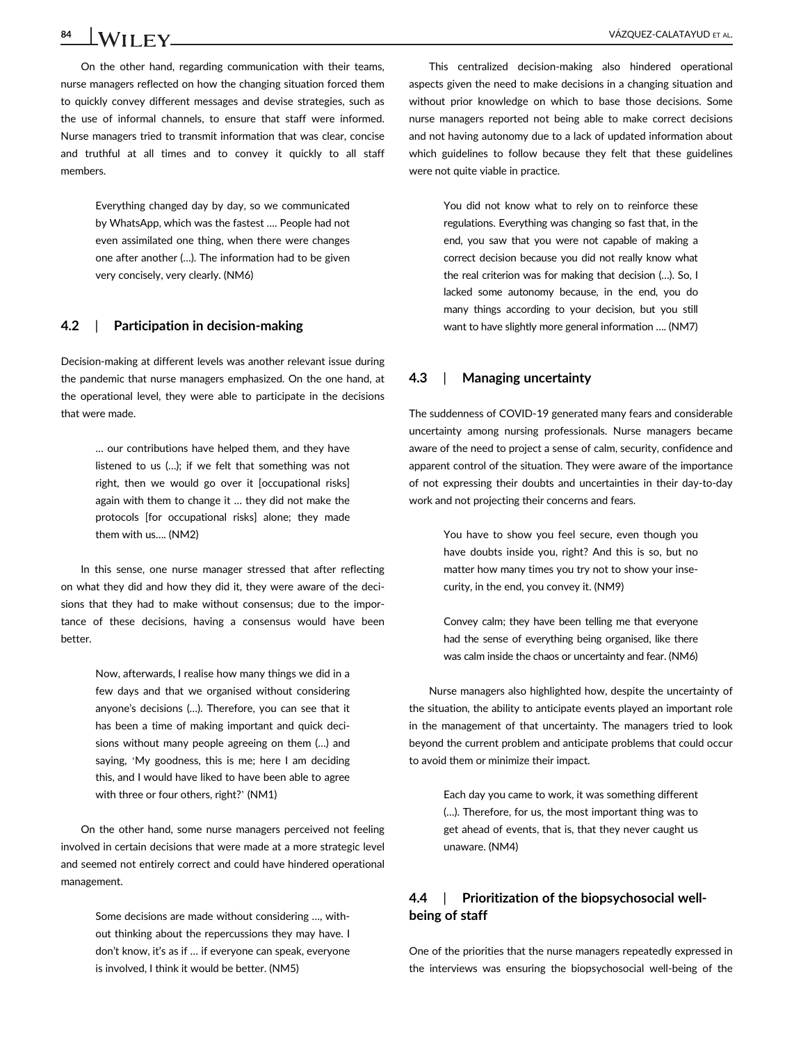On the other hand, regarding communication with their teams, nurse managers reflected on how the changing situation forced them to quickly convey different messages and devise strategies, such as the use of informal channels, to ensure that staff were informed. Nurse managers tried to transmit information that was clear, concise and truthful at all times and to convey it quickly to all staff members.

> Everything changed day by day, so we communicated by WhatsApp, which was the fastest …. People had not even assimilated one thing, when there were changes one after another (…). The information had to be given very concisely, very clearly. (NM6)

### 4.2 | Participation in decision-making

Decision-making at different levels was another relevant issue during the pandemic that nurse managers emphasized. On the one hand, at the operational level, they were able to participate in the decisions that were made.

> … our contributions have helped them, and they have listened to us (…); if we felt that something was not right, then we would go over it [occupational risks] again with them to change it … they did not make the protocols [for occupational risks] alone; they made them with us…. (NM2)

In this sense, one nurse manager stressed that after reflecting on what they did and how they did it, they were aware of the decisions that they had to make without consensus; due to the importance of these decisions, having a consensus would have been better.

> Now, afterwards, I realise how many things we did in a few days and that we organised without considering anyone's decisions (…). Therefore, you can see that it has been a time of making important and quick decisions without many people agreeing on them (…) and saying, 'My goodness, this is me; here I am deciding this, and I would have liked to have been able to agree with three or four others, right?' (NM1)

On the other hand, some nurse managers perceived not feeling involved in certain decisions that were made at a more strategic level and seemed not entirely correct and could have hindered operational management.

> Some decisions are made without considering …, without thinking about the repercussions they may have. I don't know, it's as if … if everyone can speak, everyone is involved, I think it would be better. (NM5)

This centralized decision-making also hindered operational aspects given the need to make decisions in a changing situation and without prior knowledge on which to base those decisions. Some nurse managers reported not being able to make correct decisions and not having autonomy due to a lack of updated information about which guidelines to follow because they felt that these guidelines were not quite viable in practice.

> You did not know what to rely on to reinforce these regulations. Everything was changing so fast that, in the end, you saw that you were not capable of making a correct decision because you did not really know what the real criterion was for making that decision (…). So, I lacked some autonomy because, in the end, you do many things according to your decision, but you still want to have slightly more general information …. (NM7)

### 4.3 | Managing uncertainty

The suddenness of COVID-19 generated many fears and considerable uncertainty among nursing professionals. Nurse managers became aware of the need to project a sense of calm, security, confidence and apparent control of the situation. They were aware of the importance of not expressing their doubts and uncertainties in their day-to-day work and not projecting their concerns and fears.

> You have to show you feel secure, even though you have doubts inside you, right? And this is so, but no matter how many times you try not to show your insecurity, in the end, you convey it. (NM9)

> Convey calm; they have been telling me that everyone had the sense of everything being organised, like there was calm inside the chaos or uncertainty and fear. (NM6)

Nurse managers also highlighted how, despite the uncertainty of the situation, the ability to anticipate events played an important role in the management of that uncertainty. The managers tried to look beyond the current problem and anticipate problems that could occur to avoid them or minimize their impact.

> Each day you came to work, it was something different (…). Therefore, for us, the most important thing was to get ahead of events, that is, that they never caught us unaware. (NM4)

### 4.4 | Prioritization of the biopsychosocial well-being of staff

One of the priorities that the nurse managers repeatedly expressed in the interviews was ensuring the biopsychosocial well-being of the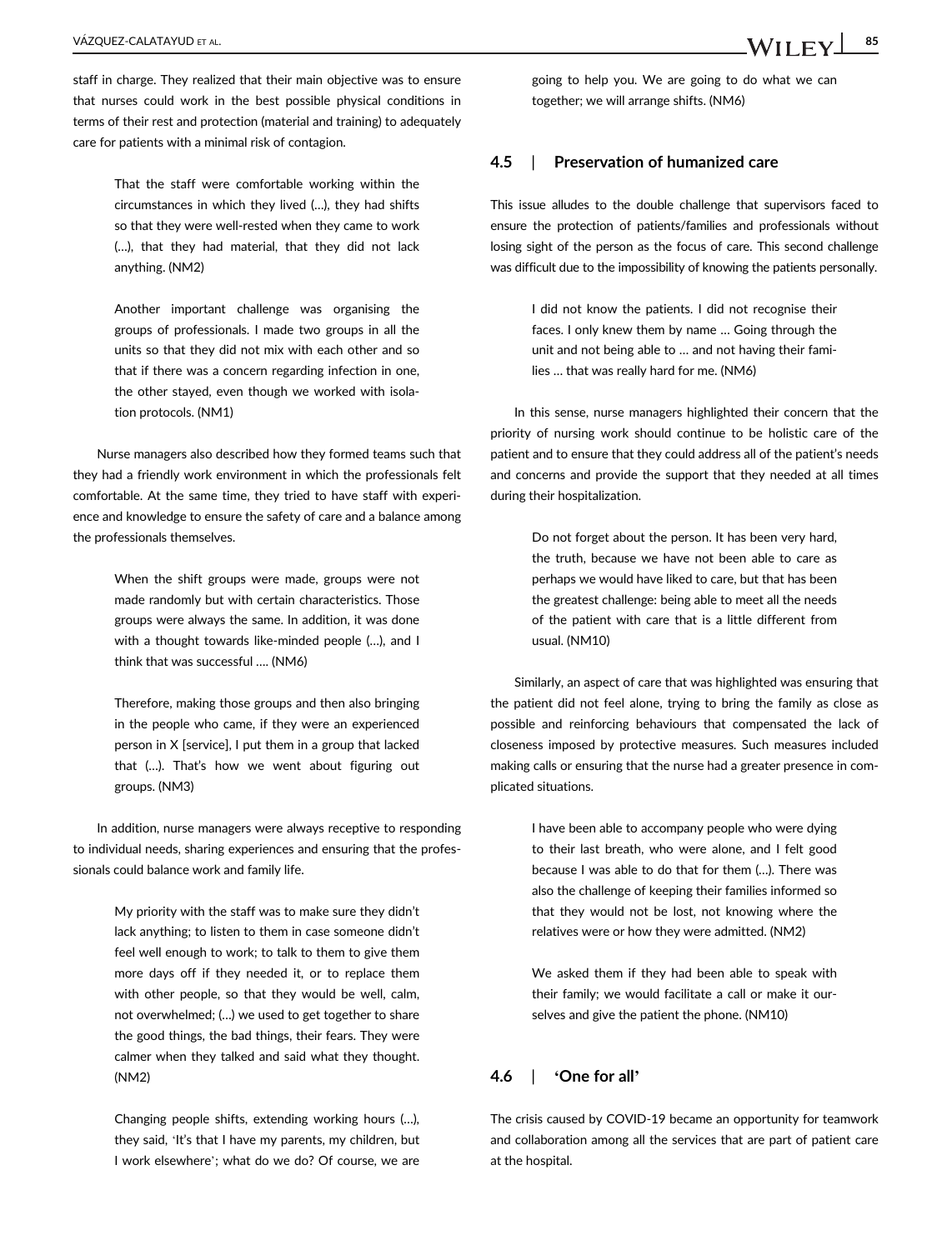staff in charge. They realized that their main objective was to ensure that nurses could work in the best possible physical conditions in terms of their rest and protection (material and training) to adequately care for patients with a minimal risk of contagion.

> That the staff were comfortable working within the circumstances in which they lived (…), they had shifts so that they were well-rested when they came to work (…), that they had material, that they did not lack anything. (NM2)

> Another important challenge was organising the groups of professionals. I made two groups in all the units so that they did not mix with each other and so that if there was a concern regarding infection in one, the other stayed, even though we worked with isolation protocols. (NM1)

Nurse managers also described how they formed teams such that they had a friendly work environment in which the professionals felt comfortable. At the same time, they tried to have staff with experience and knowledge to ensure the safety of care and a balance among the professionals themselves.

> When the shift groups were made, groups were not made randomly but with certain characteristics. Those groups were always the same. In addition, it was done with a thought towards like-minded people (…), and I think that was successful …. (NM6)

> Therefore, making those groups and then also bringing in the people who came, if they were an experienced person in X [service], I put them in a group that lacked that (…). That's how we went about figuring out groups. (NM3)

In addition, nurse managers were always receptive to responding to individual needs, sharing experiences and ensuring that the professionals could balance work and family life.

> My priority with the staff was to make sure they didn't lack anything; to listen to them in case someone didn't feel well enough to work; to talk to them to give them more days off if they needed it, or to replace them with other people, so that they would be well, calm, not overwhelmed; (…) we used to get together to share the good things, the bad things, their fears. They were calmer when they talked and said what they thought. (NM2)

> Changing people shifts, extending working hours (…), they said, 'It's that I have my parents, my children, but I work elsewhere'; what do we do? Of course, we are going to help you. We are going to do what we can together; we will arrange shifts. (NM6)

## 4.5 | Preservation of humanized care

This issue alludes to the double challenge that supervisors faced to ensure the protection of patients/families and professionals without losing sight of the person as the focus of care. This second challenge was difficult due to the impossibility of knowing the patients personally.

> I did not know the patients. I did not recognise their faces. I only knew them by name … Going through the unit and not being able to … and not having their families … that was really hard for me. (NM6)

In this sense, nurse managers highlighted their concern that the priority of nursing work should continue to be holistic care of the patient and to ensure that they could address all of the patient's needs and concerns and provide the support that they needed at all times during their hospitalization.

> Do not forget about the person. It has been very hard, the truth, because we have not been able to care as perhaps we would have liked to care, but that has been the greatest challenge: being able to meet all the needs of the patient with care that is a little different from usual. (NM10)

Similarly, an aspect of care that was highlighted was ensuring that the patient did not feel alone, trying to bring the family as close as possible and reinforcing behaviours that compensated the lack of closeness imposed by protective measures. Such measures included making calls or ensuring that the nurse had a greater presence in complicated situations.

> I have been able to accompany people who were dying to their last breath, who were alone, and I felt good because I was able to do that for them (…). There was also the challenge of keeping their families informed so that they would not be lost, not knowing where the relatives were or how they were admitted. (NM2)

> We asked them if they had been able to speak with their family; we would facilitate a call or make it ourselves and give the patient the phone. (NM10)

## 4.6 | 'One for all'

The crisis caused by COVID-19 became an opportunity for teamwork and collaboration among all the services that are part of patient care at the hospital.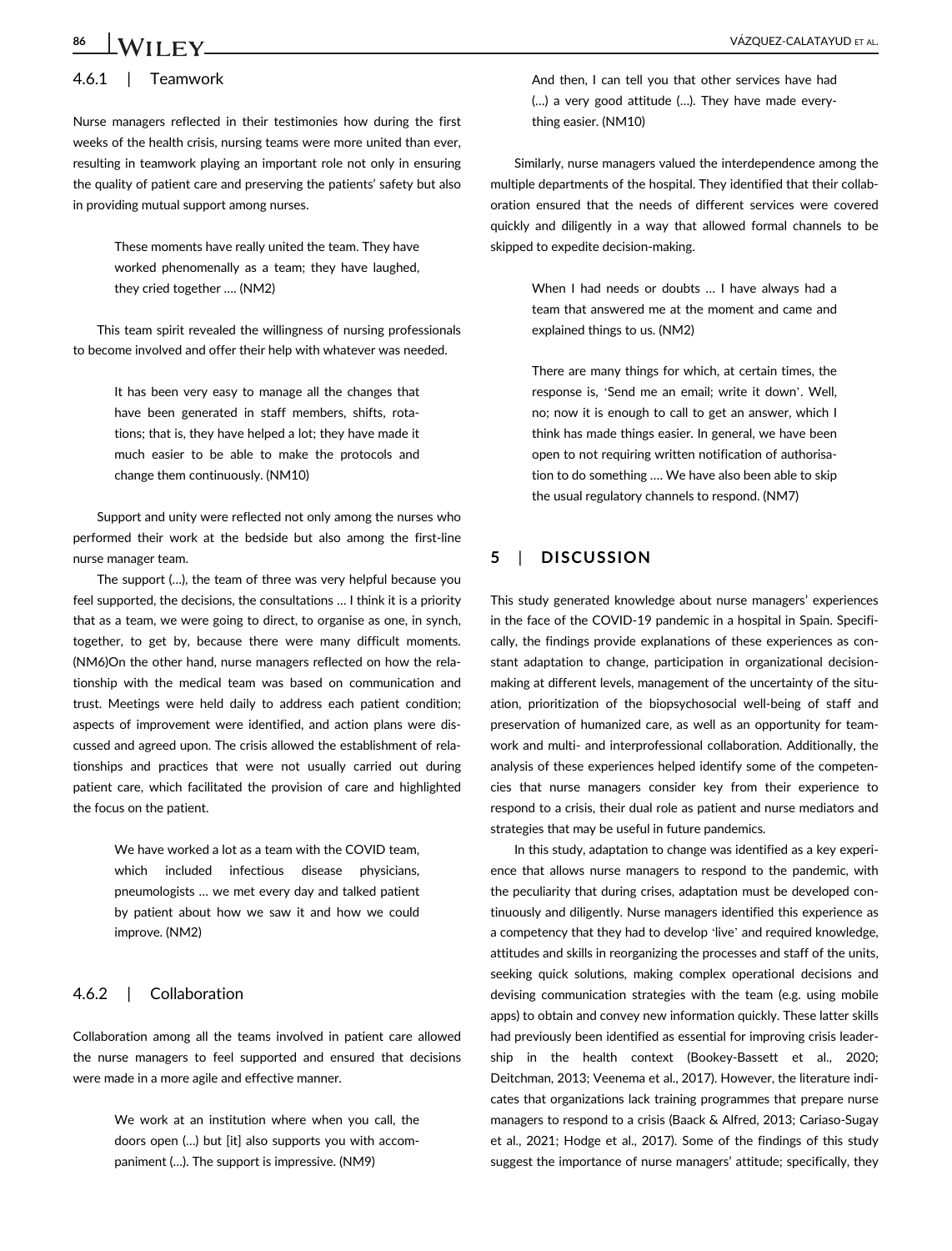#### 4.6.1 | Teamwork

Nurse managers reflected in their testimonies how during the first weeks of the health crisis, nursing teams were more united than ever, resulting in teamwork playing an important role not only in ensuring the quality of patient care and preserving the patients' safety but also in providing mutual support among nurses.

> These moments have really united the team. They have worked phenomenally as a team; they have laughed, they cried together …. (NM2)

This team spirit revealed the willingness of nursing professionals to become involved and offer their help with whatever was needed.

> It has been very easy to manage all the changes that have been generated in staff members, shifts, rotations; that is, they have helped a lot; they have made it much easier to be able to make the protocols and change them continuously. (NM10)

Support and unity were reflected not only among the nurses who performed their work at the bedside but also among the first-line nurse manager team.

The support (…), the team of three was very helpful because you feel supported, the decisions, the consultations … I think it is a priority that as a team, we were going to direct, to organise as one, in synch, together, to get by, because there were many difficult moments. (NM6)On the other hand, nurse managers reflected on how the relationship with the medical team was based on communication and trust. Meetings were held daily to address each patient condition; aspects of improvement were identified, and action plans were discussed and agreed upon. The crisis allowed the establishment of relationships and practices that were not usually carried out during patient care, which facilitated the provision of care and highlighted the focus on the patient.

> We have worked a lot as a team with the COVID team, which included infectious disease physicians, pneumologists … we met every day and talked patient by patient about how we saw it and how we could improve. (NM2)

#### 4.6.2 | Collaboration

Collaboration among all the teams involved in patient care allowed the nurse managers to feel supported and ensured that decisions were made in a more agile and effective manner.

> We work at an institution where when you call, the doors open (…) but [it] also supports you with accompaniment (…). The support is impressive. (NM9)

> And then, I can tell you that other services have had (…) a very good attitude (…). They have made everything easier. (NM10)

Similarly, nurse managers valued the interdependence among the multiple departments of the hospital. They identified that their collaboration ensured that the needs of different services were covered quickly and diligently in a way that allowed formal channels to be skipped to expedite decision-making.

> When I had needs or doubts … I have always had a team that answered me at the moment and came and explained things to us. (NM2)

> There are many things for which, at certain times, the response is, 'Send me an email; write it down'. Well, no; now it is enough to call to get an answer, which I think has made things easier. In general, we have been open to not requiring written notification of authorisation to do something …. We have also been able to skip the usual regulatory channels to respond. (NM7)

## 5 | DISCUSSION

This study generated knowledge about nurse managers' experiences in the face of the COVID-19 pandemic in a hospital in Spain. Specifically, the findings provide explanations of these experiences as constant adaptation to change, participation in organizational decision-making at different levels, management of the uncertainty of the situation, prioritization of the biopsychosocial well-being of staff and preservation of humanized care, as well as an opportunity for teamwork and multi- and interprofessional collaboration. Additionally, the analysis of these experiences helped identify some of the competencies that nurse managers consider key from their experience to respond to a crisis, their dual role as patient and nurse mediators and strategies that may be useful in future pandemics.

In this study, adaptation to change was identified as a key experience that allows nurse managers to respond to the pandemic, with the peculiarity that during crises, adaptation must be developed continuously and diligently. Nurse managers identified this experience as a competency that they had to develop 'live' and required knowledge, attitudes and skills in reorganizing the processes and staff of the units, seeking quick solutions, making complex operational decisions and devising communication strategies with the team (e.g. using mobile apps) to obtain and convey new information quickly. These latter skills had previously been identified as essential for improving crisis leadership in the health context (Bookey-Bassett et al., 2020; Deitchman, 2013; Veenema et al., 2017). However, the literature indicates that organizations lack training programmes that prepare nurse managers to respond to a crisis (Baack & Alfred, 2013; Cariaso-Sugay et al., 2021; Hodge et al., 2017). Some of the findings of this study suggest the importance of nurse managers' attitude; specifically, they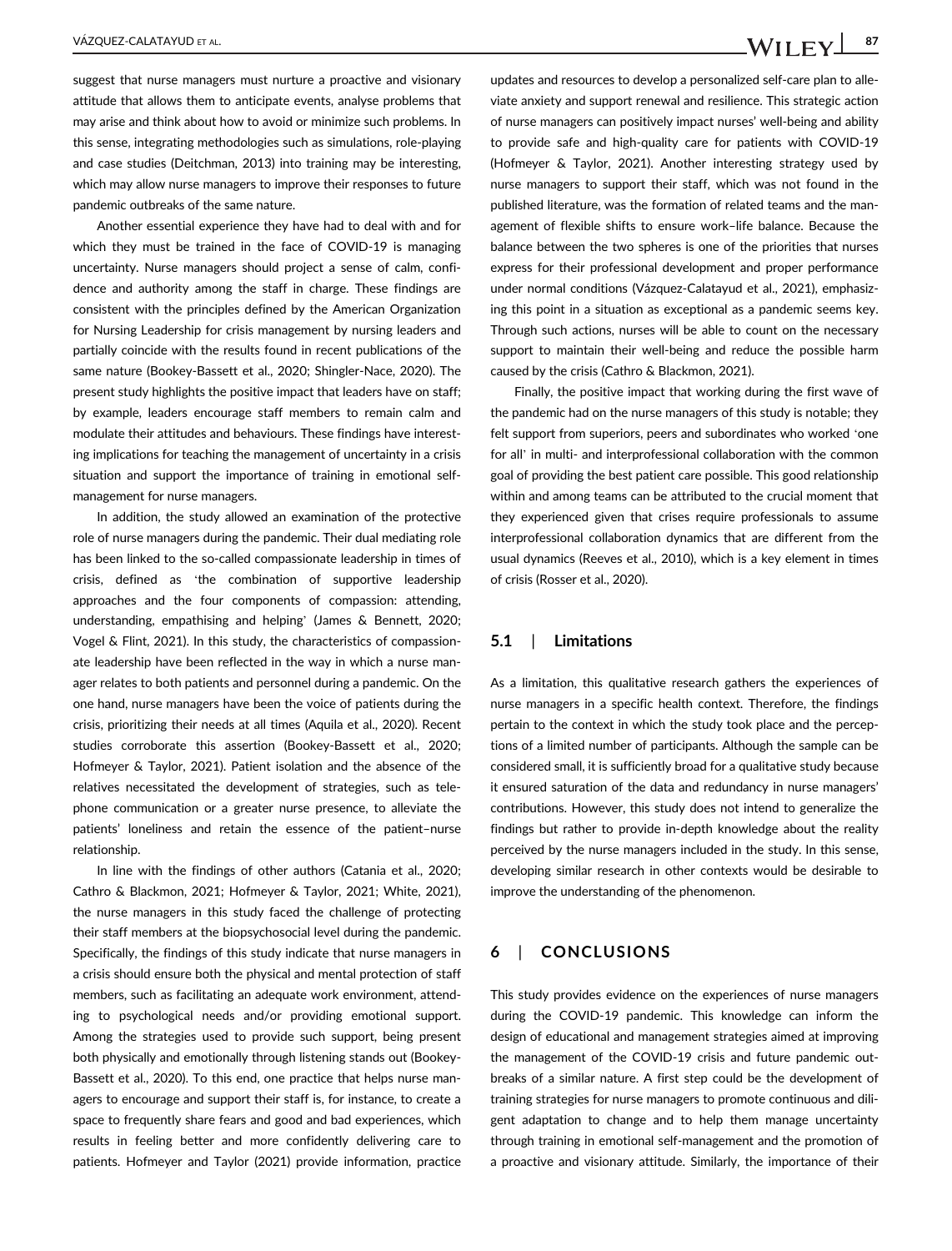suggest that nurse managers must nurture a proactive and visionary attitude that allows them to anticipate events, analyse problems that may arise and think about how to avoid or minimize such problems. In this sense, integrating methodologies such as simulations, role-playing and case studies (Deitchman, 2013) into training may be interesting, which may allow nurse managers to improve their responses to future pandemic outbreaks of the same nature.

Another essential experience they have had to deal with and for which they must be trained in the face of COVID-19 is managing uncertainty. Nurse managers should project a sense of calm, confidence and authority among the staff in charge. These findings are consistent with the principles defined by the American Organization for Nursing Leadership for crisis management by nursing leaders and partially coincide with the results found in recent publications of the same nature (Bookey-Bassett et al., 2020; Shingler-Nace, 2020). The present study highlights the positive impact that leaders have on staff; by example, leaders encourage staff members to remain calm and modulate their attitudes and behaviours. These findings have interesting implications for teaching the management of uncertainty in a crisis situation and support the importance of training in emotional self-management for nurse managers.

In addition, the study allowed an examination of the protective role of nurse managers during the pandemic. Their dual mediating role has been linked to the so-called compassionate leadership in times of crisis, defined as 'the combination of supportive leadership approaches and the four components of compassion: attending, understanding, empathising and helping' (James & Bennett, 2020; Vogel & Flint, 2021). In this study, the characteristics of compassionate leadership have been reflected in the way in which a nurse manager relates to both patients and personnel during a pandemic. On the one hand, nurse managers have been the voice of patients during the crisis, prioritizing their needs at all times (Aquila et al., 2020). Recent studies corroborate this assertion (Bookey-Bassett et al., 2020; Hofmeyer & Taylor, 2021). Patient isolation and the absence of the relatives necessitated the development of strategies, such as telephone communication or a greater nurse presence, to alleviate the patients' loneliness and retain the essence of the patient–nurse relationship.

In line with the findings of other authors (Catania et al., 2020; Cathro & Blackmon, 2021; Hofmeyer & Taylor, 2021; White, 2021), the nurse managers in this study faced the challenge of protecting their staff members at the biopsychosocial level during the pandemic. Specifically, the findings of this study indicate that nurse managers in a crisis should ensure both the physical and mental protection of staff members, such as facilitating an adequate work environment, attending to psychological needs and/or providing emotional support. Among the strategies used to provide such support, being present both physically and emotionally through listening stands out (Bookey-Bassett et al., 2020). To this end, one practice that helps nurse managers to encourage and support their staff is, for instance, to create a space to frequently share fears and good and bad experiences, which results in feeling better and more confidently delivering care to patients. Hofmeyer and Taylor (2021) provide information, practice updates and resources to develop a personalized self-care plan to alleviate anxiety and support renewal and resilience. This strategic action of nurse managers can positively impact nurses' well-being and ability to provide safe and high-quality care for patients with COVID-19 (Hofmeyer & Taylor, 2021). Another interesting strategy used by nurse managers to support their staff, which was not found in the published literature, was the formation of related teams and the management of flexible shifts to ensure work–life balance. Because the balance between the two spheres is one of the priorities that nurses express for their professional development and proper performance under normal conditions (Vázquez-Calatayud et al., 2021), emphasizing this point in a situation as exceptional as a pandemic seems key. Through such actions, nurses will be able to count on the necessary support to maintain their well-being and reduce the possible harm caused by the crisis (Cathro & Blackmon, 2021).

Finally, the positive impact that working during the first wave of the pandemic had on the nurse managers of this study is notable; they felt support from superiors, peers and subordinates who worked 'one for all' in multi- and interprofessional collaboration with the common goal of providing the best patient care possible. This good relationship within and among teams can be attributed to the crucial moment that they experienced given that crises require professionals to assume interprofessional collaboration dynamics that are different from the usual dynamics (Reeves et al., 2010), which is a key element in times of crisis (Rosser et al., 2020).

### 5.1 | Limitations

As a limitation, this qualitative research gathers the experiences of nurse managers in a specific health context. Therefore, the findings pertain to the context in which the study took place and the perceptions of a limited number of participants. Although the sample can be considered small, it is sufficiently broad for a qualitative study because it ensured saturation of the data and redundancy in nurse managers' contributions. However, this study does not intend to generalize the findings but rather to provide in-depth knowledge about the reality perceived by the nurse managers included in the study. In this sense, developing similar research in other contexts would be desirable to improve the understanding of the phenomenon.

## 6 | CONCLUSIONS

This study provides evidence on the experiences of nurse managers during the COVID-19 pandemic. This knowledge can inform the design of educational and management strategies aimed at improving the management of the COVID-19 crisis and future pandemic outbreaks of a similar nature. A first step could be the development of training strategies for nurse managers to promote continuous and diligent adaptation to change and to help them manage uncertainty through training in emotional self-management and the promotion of a proactive and visionary attitude. Similarly, the importance of their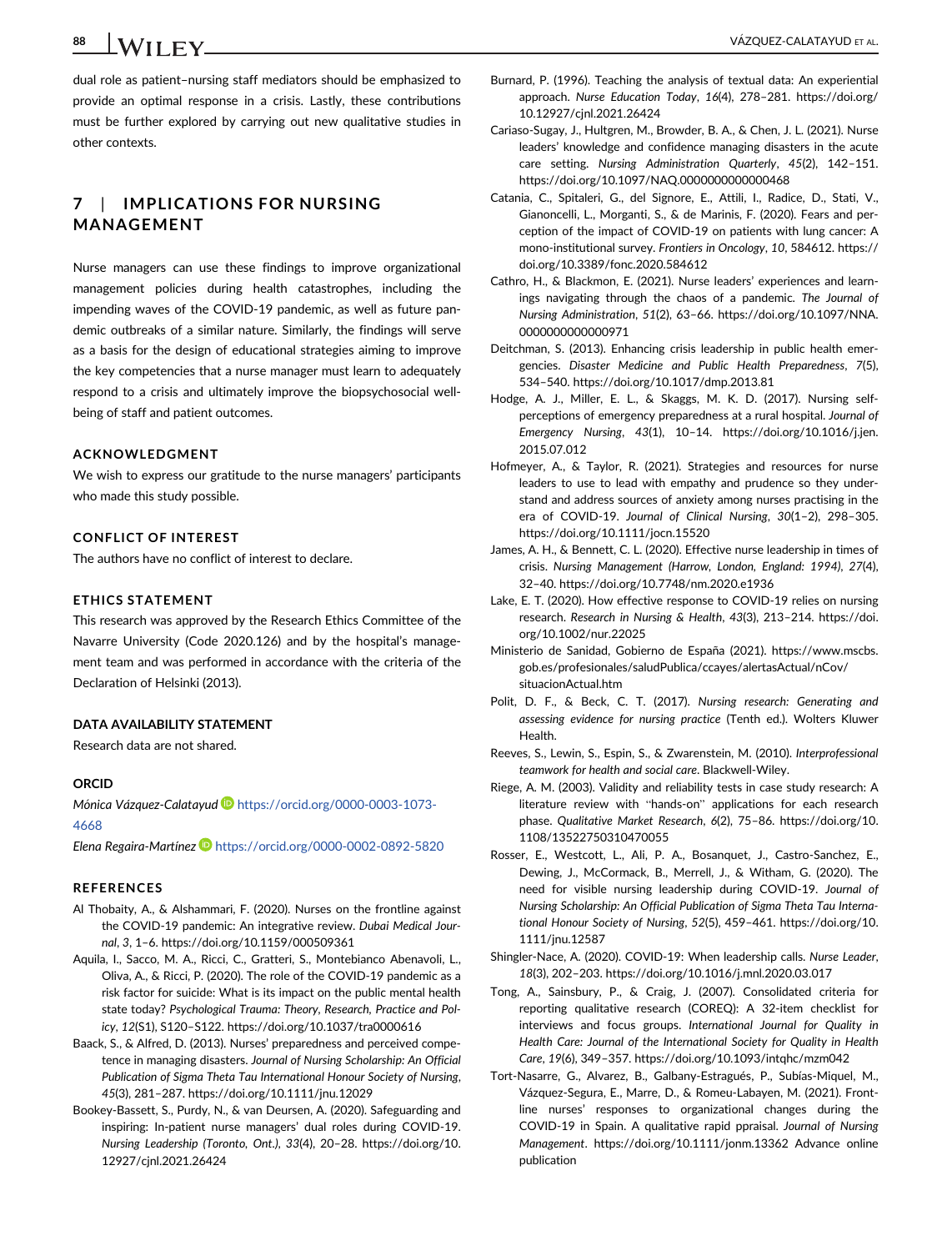dual role as patient–nursing staff mediators should be emphasized to provide an optimal response in a crisis. Lastly, these contributions must be further explored by carrying out new qualitative studies in other contexts.

## 7 | IMPLICATIONS FOR NURSING MANAGEMENT

Nurse managers can use these findings to improve organizational management policies during health catastrophes, including the impending waves of the COVID-19 pandemic, as well as future pandemic outbreaks of a similar nature. Similarly, the findings will serve as a basis for the design of educational strategies aiming to improve the key competencies that a nurse manager must learn to adequately respond to a crisis and ultimately improve the biopsychosocial well-being of staff and patient outcomes.

### ACKNOWLEDGMENT

We wish to express our gratitude to the nurse managers' participants who made this study possible.

### CONFLICT OF INTEREST

The authors have no conflict of interest to declare.

### ETHICS STATEMENT

This research was approved by the Research Ethics Committee of the Navarre University (Code 2020.126) and by the hospital's management team and was performed in accordance with the criteria of the Declaration of Helsinki (2013).

### DATA AVAILABILITY STATEMENT

Research data are not shared.

### ORCID

*Mónica Vázquez-Calatayud* https://orcid.org/0000-0003-1073-4668

*Elena Regaira-Martínez* https://orcid.org/0000-0002-0892-5820

### REFERENCES

Al Thobaity, A., & Alshammari, F. (2020). Nurses on the frontline against the COVID-19 pandemic: An integrative review. *Dubai Medical Journal*, *3*, 1–6. https://doi.org/10.1159/000509361

Aquila, I., Sacco, M. A., Ricci, C., Gratteri, S., Montebianco Abenavoli, L., Oliva, A., & Ricci, P. (2020). The role of the COVID-19 pandemic as a risk factor for suicide: What is its impact on the public mental health state today? *Psychological Trauma: Theory, Research, Practice and Policy*, *12*(S1), S120–S122. https://doi.org/10.1037/tra0000616

Baack, S., & Alfred, D. (2013). Nurses' preparedness and perceived competence in managing disasters. *Journal of Nursing Scholarship: An Official Publication of Sigma Theta Tau International Honour Society of Nursing*, *45*(3), 281–287. https://doi.org/10.1111/jnu.12029

Bookey-Bassett, S., Purdy, N., & van Deursen, A. (2020). Safeguarding and inspiring: In-patient nurse managers' dual roles during COVID-19. *Nursing Leadership (Toronto, Ont.)*, *33*(4), 20–28. https://doi.org/10.12927/cjnl.2021.26424

Burnard, P. (1996). Teaching the analysis of textual data: An experiential approach. *Nurse Education Today*, *16*(4), 278–281. https://doi.org/10.12927/cjnl.2021.26424

Cariaso-Sugay, J., Hultgren, M., Browder, B. A., & Chen, J. L. (2021). Nurse leaders' knowledge and confidence managing disasters in the acute care setting. *Nursing Administration Quarterly*, *45*(2), 142–151. https://doi.org/10.1097/NAQ.0000000000000468

Catania, C., Spitaleri, G., del Signore, E., Attili, I., Radice, D., Stati, V., Gianoncelli, L., Morganti, S., & de Marinis, F. (2020). Fears and perception of the impact of COVID-19 on patients with lung cancer: A mono-institutional survey. *Frontiers in Oncology*, *10*, 584612. https://doi.org/10.3389/fonc.2020.584612

Cathro, H., & Blackmon, E. (2021). Nurse leaders' experiences and learnings navigating through the chaos of a pandemic. *The Journal of Nursing Administration*, *51*(2), 63–66. https://doi.org/10.1097/NNA.0000000000000971

Deitchman, S. (2013). Enhancing crisis leadership in public health emergencies. *Disaster Medicine and Public Health Preparedness*, *7*(5), 534–540. https://doi.org/10.1017/dmp.2013.81

Hodge, A. J., Miller, E. L., & Skaggs, M. K. D. (2017). Nursing self-perceptions of emergency preparedness at a rural hospital. *Journal of Emergency Nursing*, *43*(1), 10–14. https://doi.org/10.1016/j.jen.2015.07.012

Hofmeyer, A., & Taylor, R. (2021). Strategies and resources for nurse leaders to use to lead with empathy and prudence so they understand and address sources of anxiety among nurses practising in the era of COVID-19. *Journal of Clinical Nursing*, *30*(1–2), 298–305. https://doi.org/10.1111/jocn.15520

James, A. H., & Bennett, C. L. (2020). Effective nurse leadership in times of crisis. *Nursing Management (Harrow, London, England: 1994)*, *27*(4), 32–40. https://doi.org/10.7748/nm.2020.e1936

Lake, E. T. (2020). How effective response to COVID-19 relies on nursing research. *Research in Nursing & Health*, *43*(3), 213–214. https://doi.org/10.1002/nur.22025

Ministerio de Sanidad, Gobierno de España (2021). https://www.mscbs.gob.es/profesionales/saludPublica/ccayes/alertasActual/nCov/situacionActual.htm

Polit, D. F., & Beck, C. T. (2017). *Nursing research: Generating and assessing evidence for nursing practice* (Tenth ed.). Wolters Kluwer Health.

Reeves, S., Lewin, S., Espin, S., & Zwarenstein, M. (2010). *Interprofessional teamwork for health and social care*. Blackwell-Wiley.

Riege, A. M. (2003). Validity and reliability tests in case study research: A literature review with "hands-on" applications for each research phase. *Qualitative Market Research*, *6*(2), 75–86. https://doi.org/10.1108/13522750310470055

Rosser, E., Westcott, L., Ali, P. A., Bosanquet, J., Castro-Sanchez, E., Dewing, J., McCormack, B., Merrell, J., & Witham, G. (2020). The need for visible nursing leadership during COVID-19. *Journal of Nursing Scholarship: An Official Publication of Sigma Theta Tau International Honour Society of Nursing*, *52*(5), 459–461. https://doi.org/10.1111/jnu.12587

Shingler-Nace, A. (2020). COVID-19: When leadership calls. *Nurse Leader*, *18*(3), 202–203. https://doi.org/10.1016/j.mnl.2020.03.017

Tong, A., Sainsbury, P., & Craig, J. (2007). Consolidated criteria for reporting qualitative research (COREQ): A 32-item checklist for interviews and focus groups. *International Journal for Quality in Health Care: Journal of the International Society for Quality in Health Care*, *19*(6), 349–357. https://doi.org/10.1093/intqhc/mzm042

Tort-Nasarre, G., Alvarez, B., Galbany-Estragués, P., Subías-Miquel, M., Vázquez-Segura, E., Marre, D., & Romeu-Labayen, M. (2021). Front-line nurses' responses to organizational changes during the COVID-19 in Spain. A qualitative rapid ppraisal. *Journal of Nursing Management*. https://doi.org/10.1111/jonm.13362 Advance online publication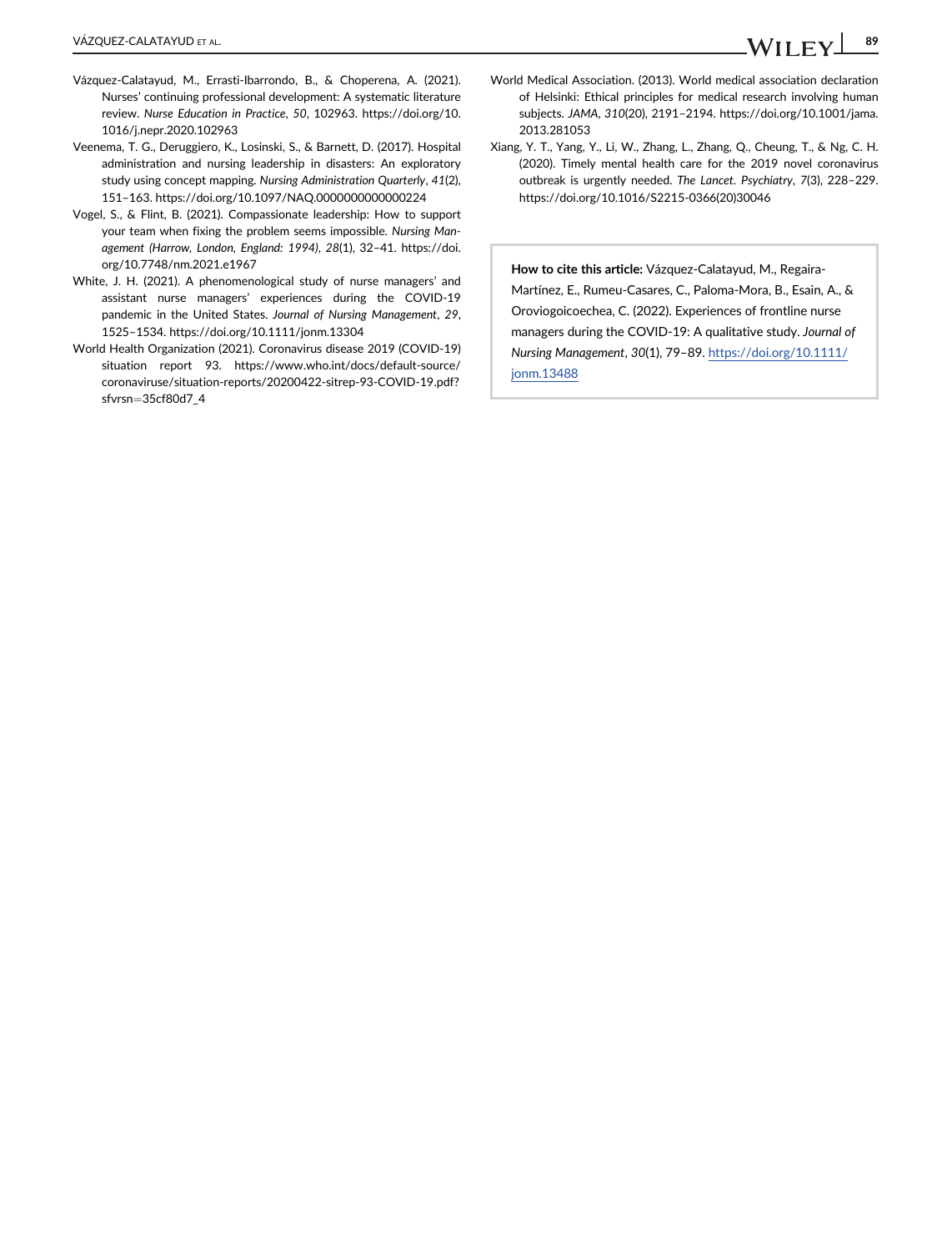Vázquez-Calatayud, M., Errasti-Ibarrondo, B., & Choperena, A. (2021). Nurses' continuing professional development: A systematic literature review. *Nurse Education in Practice*, *50*, 102963. https://doi.org/10.1016/j.nepr.2020.102963

Veenema, T. G., Deruggiero, K., Losinski, S., & Barnett, D. (2017). Hospital administration and nursing leadership in disasters: An exploratory study using concept mapping. *Nursing Administration Quarterly*, *41*(2), 151–163. https://doi.org/10.1097/NAQ.0000000000000224

Vogel, S., & Flint, B. (2021). Compassionate leadership: How to support your team when fixing the problem seems impossible. *Nursing Management (Harrow, London, England: 1994)*, *28*(1), 32–41. https://doi.org/10.7748/nm.2021.e1967

White, J. H. (2021). A phenomenological study of nurse managers' and assistant nurse managers' experiences during the COVID-19 pandemic in the United States. *Journal of Nursing Management*, *29*, 1525–1534. https://doi.org/10.1111/jonm.13304

World Health Organization (2021). Coronavirus disease 2019 (COVID-19) situation report 93. https://www.who.int/docs/default-source/coronaviruse/situation-reports/20200422-sitrep-93-COVID-19.pdf?sfvrsn=35cf80d7_4

World Medical Association. (2013). World medical association declaration of Helsinki: Ethical principles for medical research involving human subjects. *JAMA*, *310*(20), 2191–2194. https://doi.org/10.1001/jama.2013.281053

Xiang, Y. T., Yang, Y., Li, W., Zhang, L., Zhang, Q., Cheung, T., & Ng, C. H. (2020). Timely mental health care for the 2019 novel coronavirus outbreak is urgently needed. *The Lancet. Psychiatry*, *7*(3), 228–229. https://doi.org/10.1016/S2215-0366(20)30046

**How to cite this article:** Vázquez-Calatayud, M., Regaira-Martínez, E., Rumeu-Casares, C., Paloma-Mora, B., Esain, A., & Oroviogoicoechea, C. (2022). Experiences of frontline nurse managers during the COVID-19: A qualitative study. *Journal of Nursing Management*, *30*(1), 79–89. https://doi.org/10.1111/jonm.13488